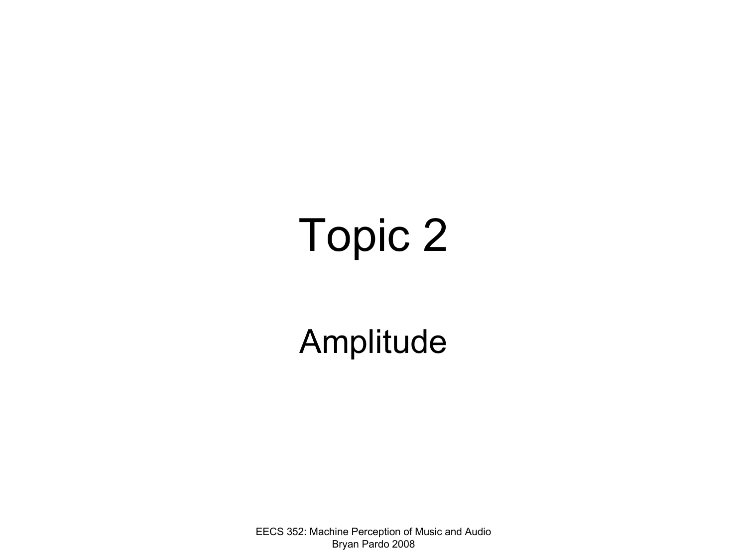# Topic 2

## Amplitude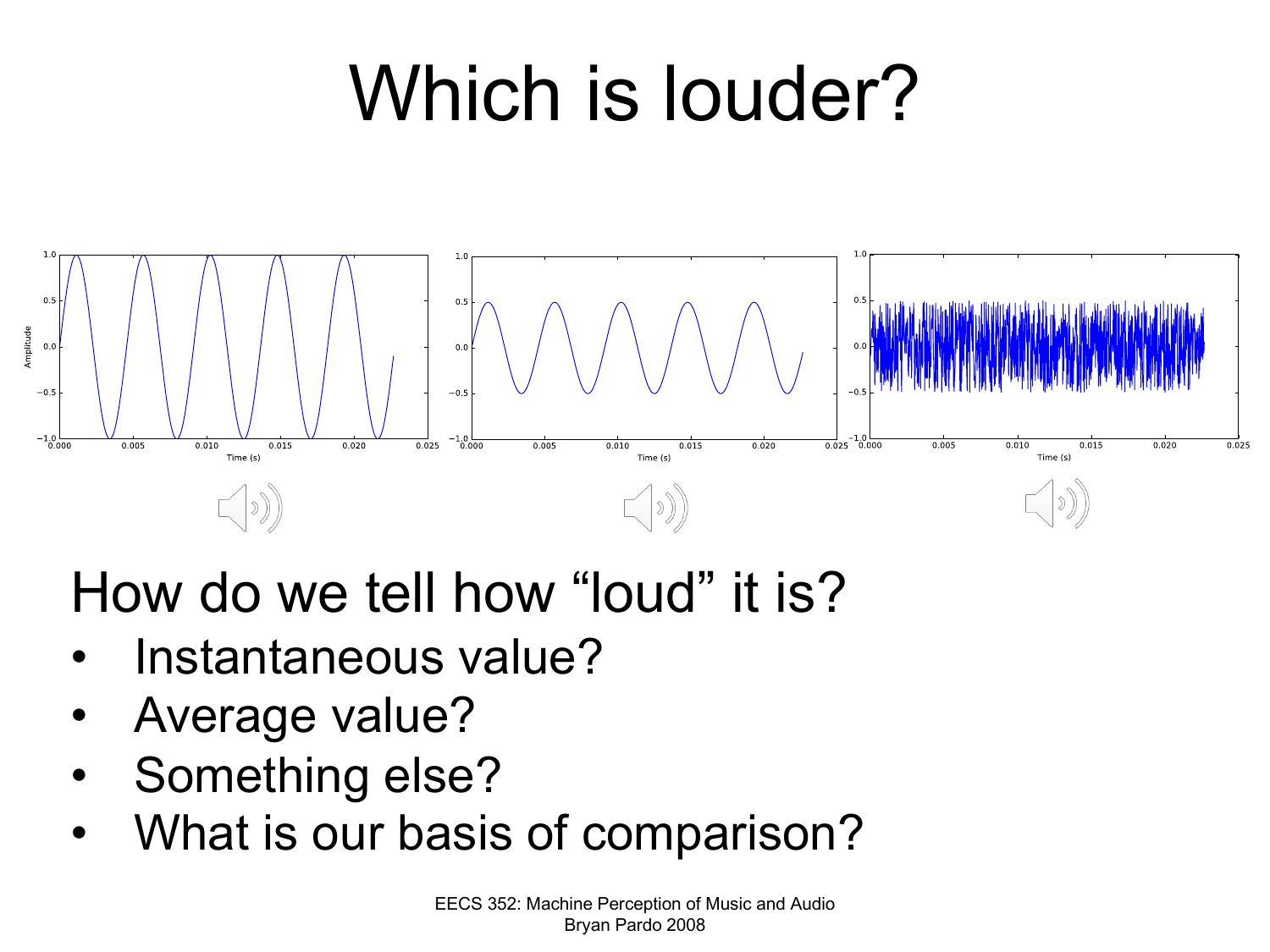# Which is louder?

How do we tell how "loud" it is?

- Instantaneous value?
- Average value?
- Something else?
- What is our basis of comparison?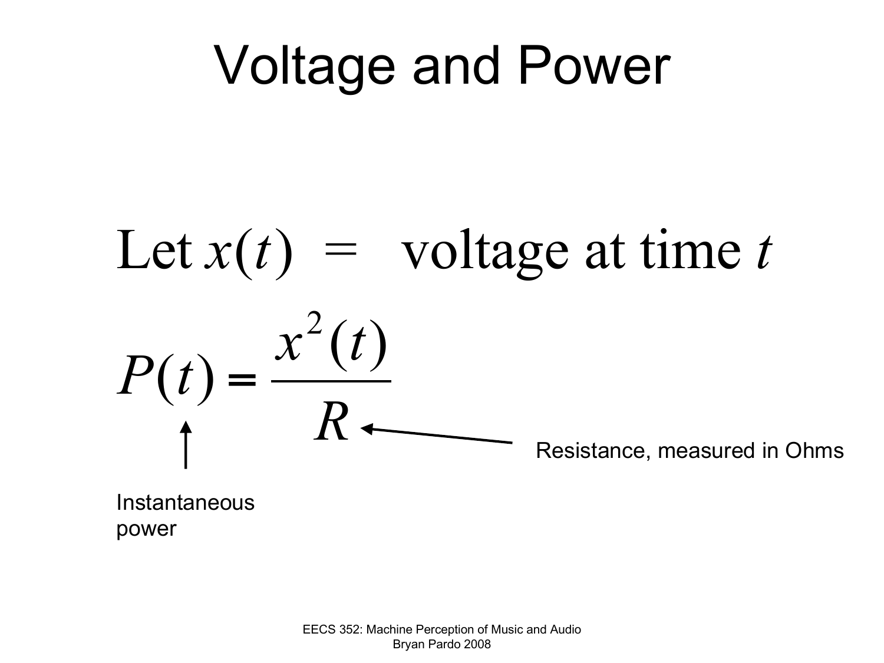# Voltage and Power

Let $x(t)$ = voltage at time $t$

$$P(t) = \frac{x^2(t)}{R}$$

Instantaneous power

Resistance, measured in Ohms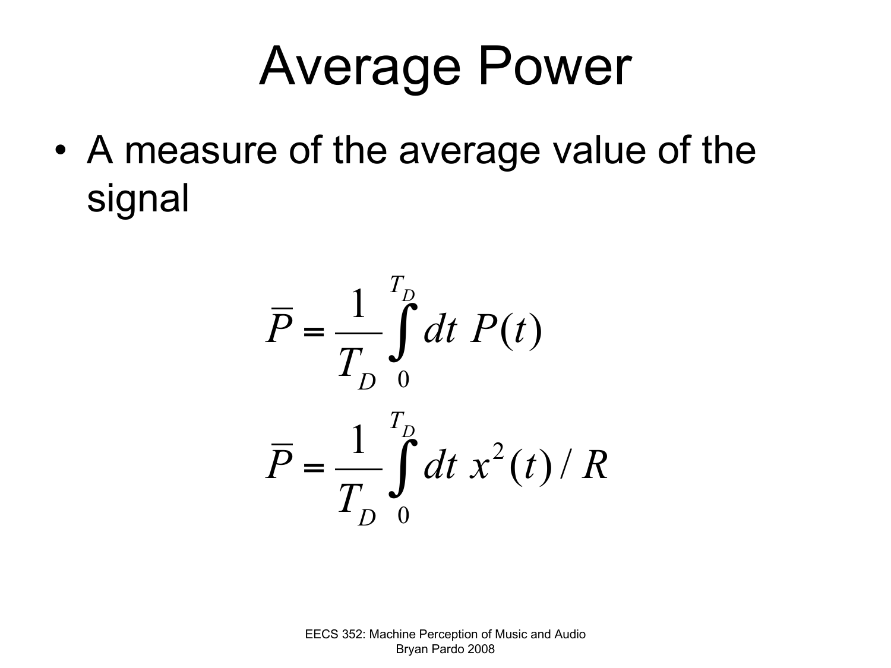# Average Power

- A measure of the average value of the signal

$$\overline{P} = \frac{1}{T_D} \int_0^{T_D} dt \; P(t)$$

$$\overline{P} = \frac{1}{T_D} \int_0^{T_D} dt \; x^2(t) / R$$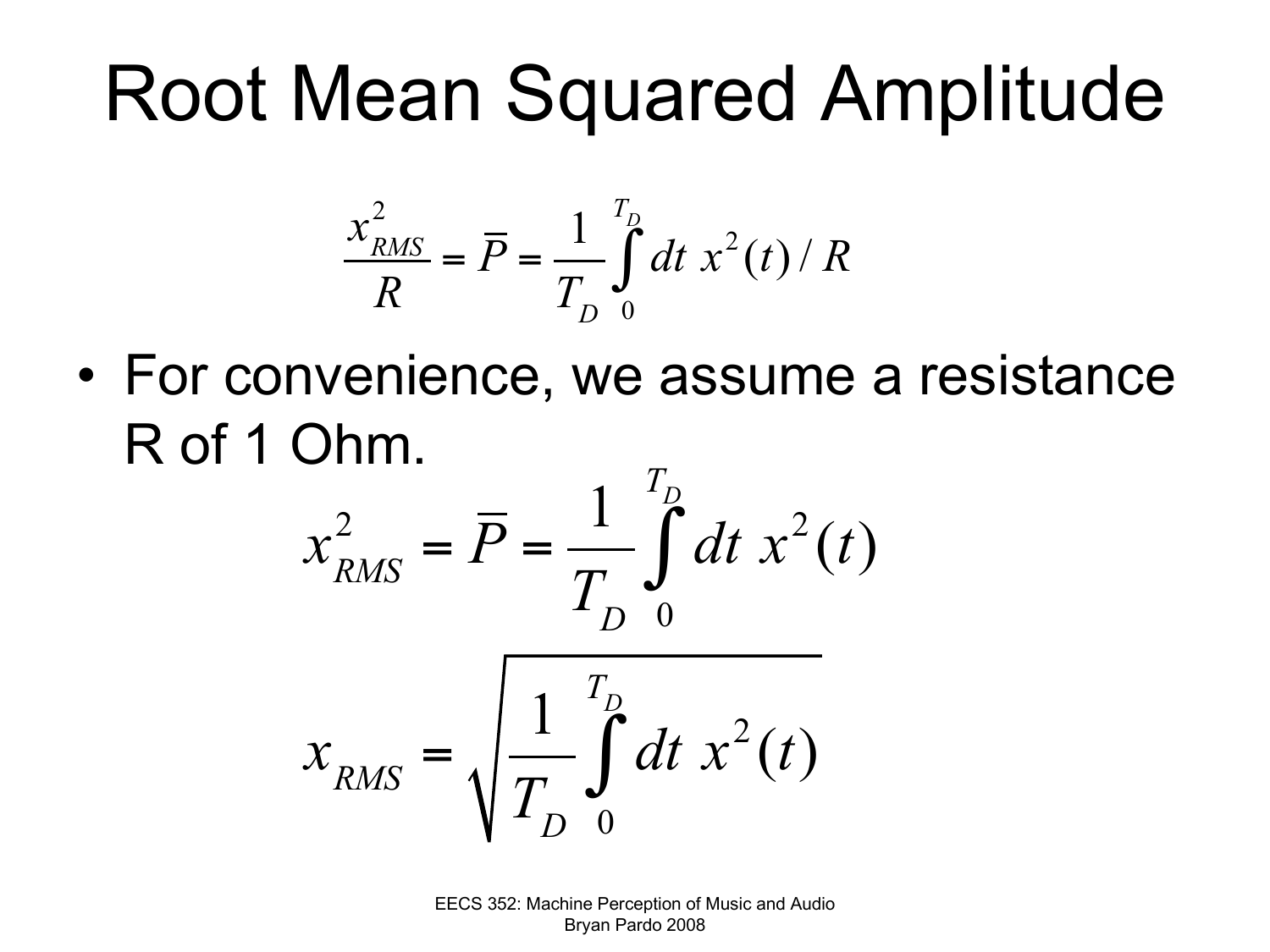# Root Mean Squared Amplitude

$$\frac{x_{RMS}^2}{R} = \overline{P} = \frac{1}{T_D}\int_0^{T_D} dt\ x^2(t)/R$$

- For convenience, we assume a resistance R of 1 Ohm.

$$x_{RMS}^2 = \overline{P} = \frac{1}{T_D}\int_0^{T_D} dt\ x^2(t)$$

$$x_{RMS} = \sqrt{\frac{1}{T_D}\int_0^{T_D} dt\ x^2(t)}$$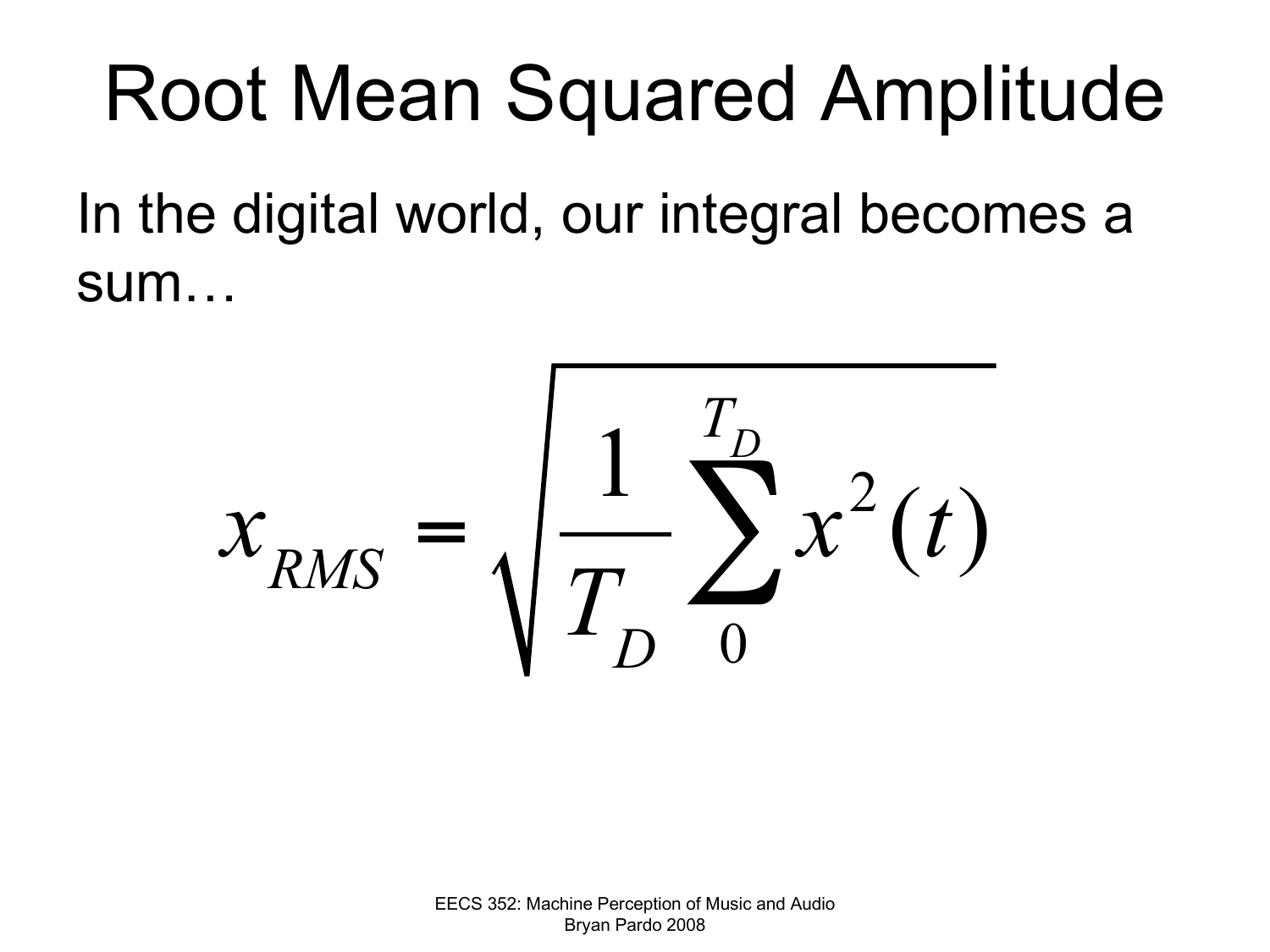# Root Mean Squared Amplitude

In the digital world, our integral becomes a sum…

$$x_{RMS} = \sqrt{\frac{1}{T_D} \sum_{0}^{T_D} x^2(t)}$$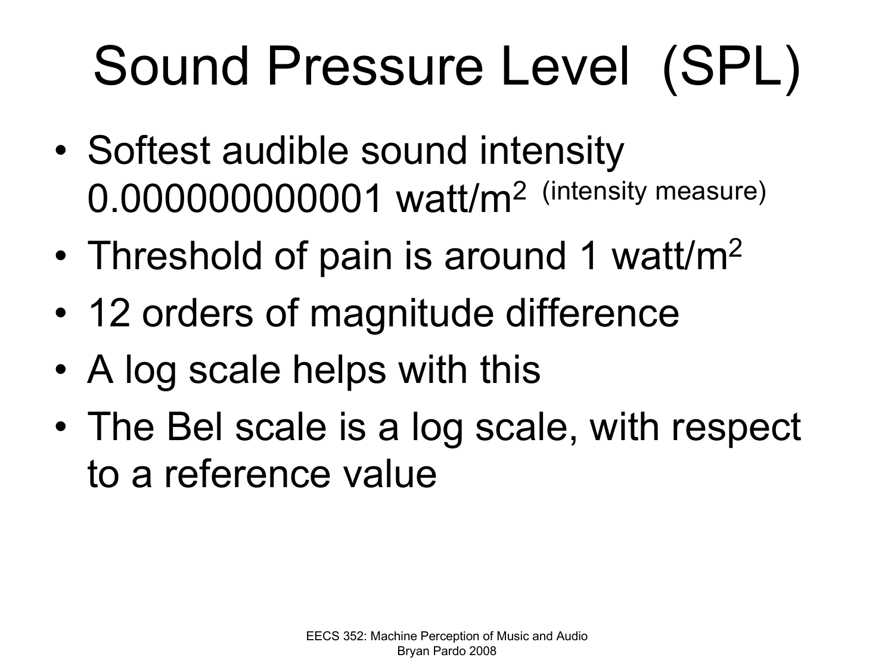# Sound Pressure Level (SPL)

- Softest audible sound intensity 0.000000000001 watt/$m^2$ (intensity measure)
- Threshold of pain is around 1 watt/$m^2$
- 12 orders of magnitude difference
- A log scale helps with this
- The Bel scale is a log scale, with respect to a reference value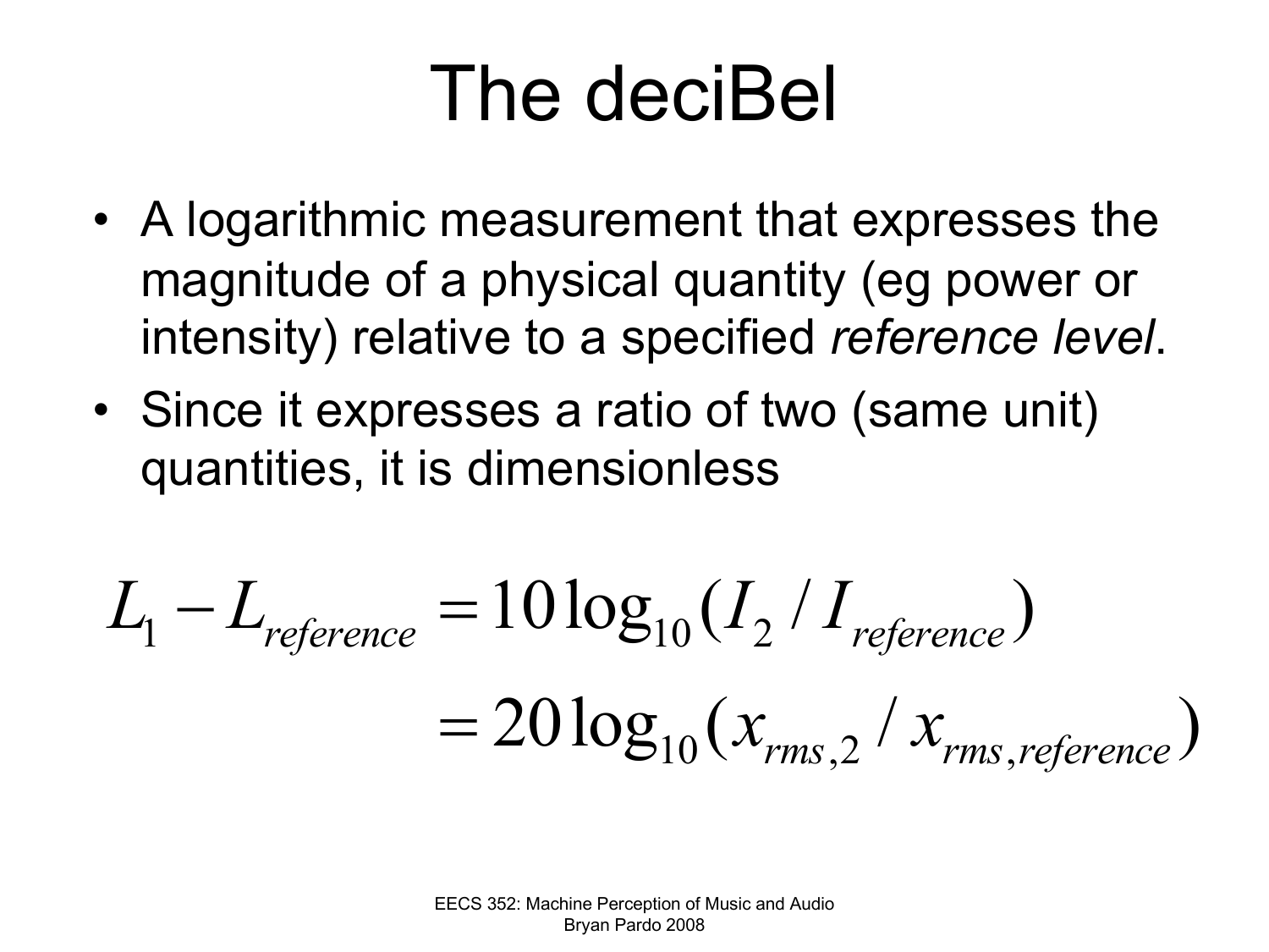# The deciBel

- A logarithmic measurement that expresses the magnitude of a physical quantity (eg power or intensity) relative to a specified *reference level*.
- Since it expresses a ratio of two (same unit) quantities, it is dimensionless

$$
\begin{aligned}
L_1 - L_{reference} &= 10\log_{10}(I_2 / I_{reference}) \\
&= 20\log_{10}(x_{rms,2} / x_{rms,reference})
\end{aligned}
$$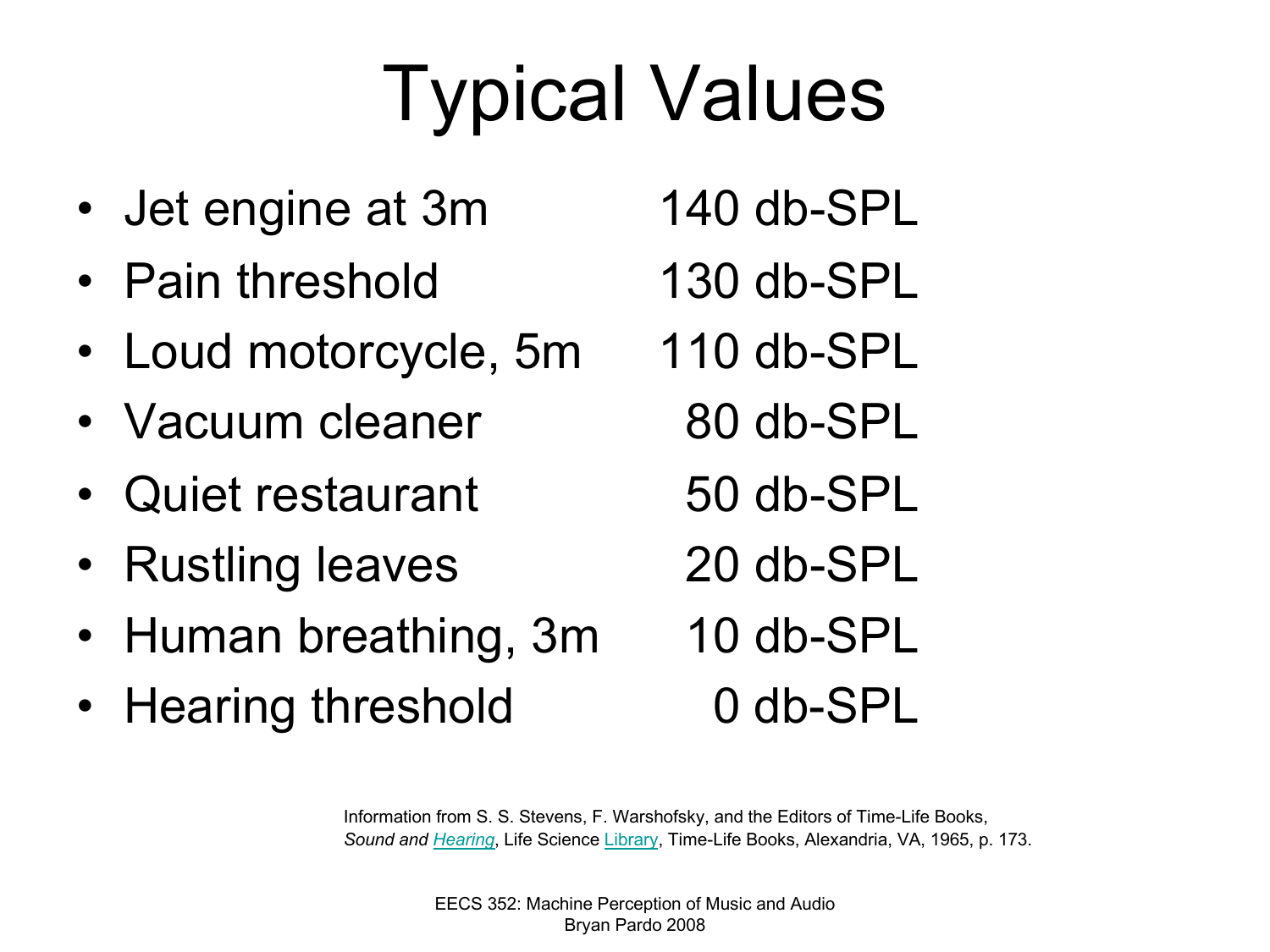# Typical Values

- Jet engine at 3m — 140 db-SPL
- Pain threshold — 130 db-SPL
- Loud motorcycle, 5m — 110 db-SPL
- Vacuum cleaner — 80 db-SPL
- Quiet restaurant — 50 db-SPL
- Rustling leaves — 20 db-SPL
- Human breathing, 3m — 10 db-SPL
- Hearing threshold — 0 db-SPL

Information from S. S. Stevens, F. Warshofsky, and the Editors of Time-Life Books, *Sound and Hearing*, Life Science Library, Time-Life Books, Alexandria, VA, 1965, p. 173.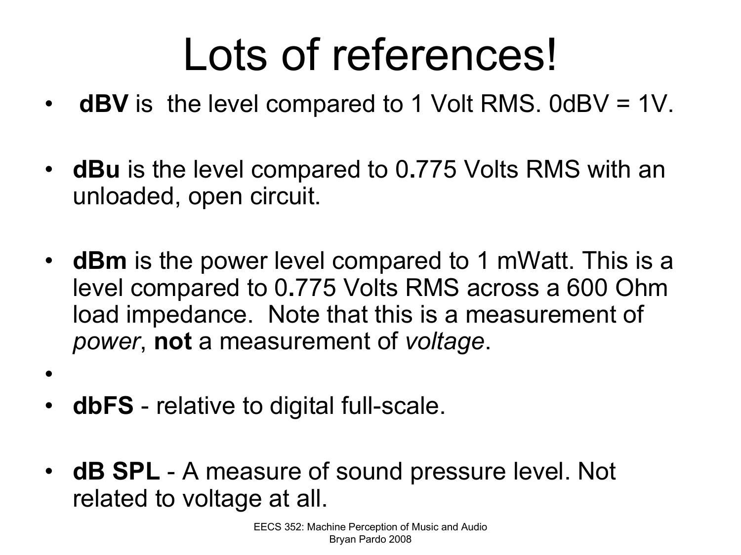# Lots of references!

- **dBV** is the level compared to 1 Volt RMS. 0dBV = 1V.
- **dBu** is the level compared to 0.775 Volts RMS with an unloaded, open circuit.
- **dBm** is the power level compared to 1 mWatt. This is a level compared to 0.775 Volts RMS across a 600 Ohm load impedance. Note that this is a measurement of *power*, **not** a measurement of *voltage*.
- **dbFS** - relative to digital full-scale.
- **dB SPL** - A measure of sound pressure level. Not related to voltage at all.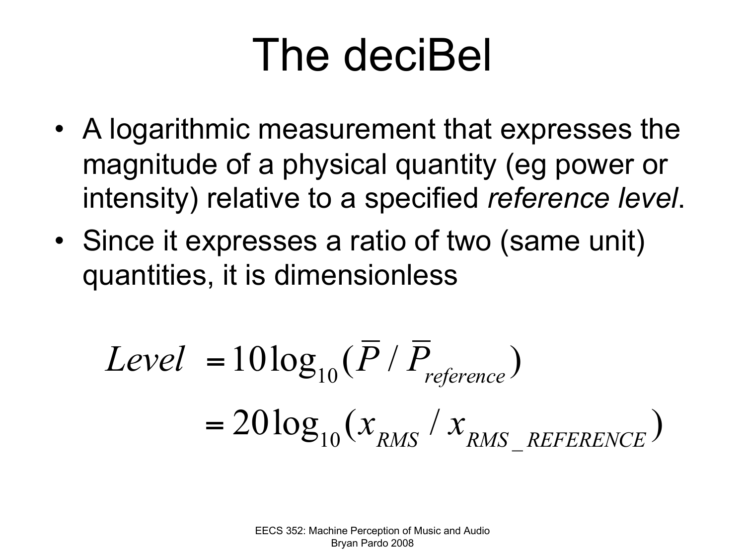# The deciBel

- A logarithmic measurement that expresses the magnitude of a physical quantity (eg power or intensity) relative to a specified *reference level*.
- Since it expresses a ratio of two (same unit) quantities, it is dimensionless

$$
\begin{aligned}
Level &= 10\log_{10}(\overline{P} / \overline{P}_{reference}) \\
&= 20\log_{10}(x_{RMS} / x_{RMS\_REFERENCE})
\end{aligned}
$$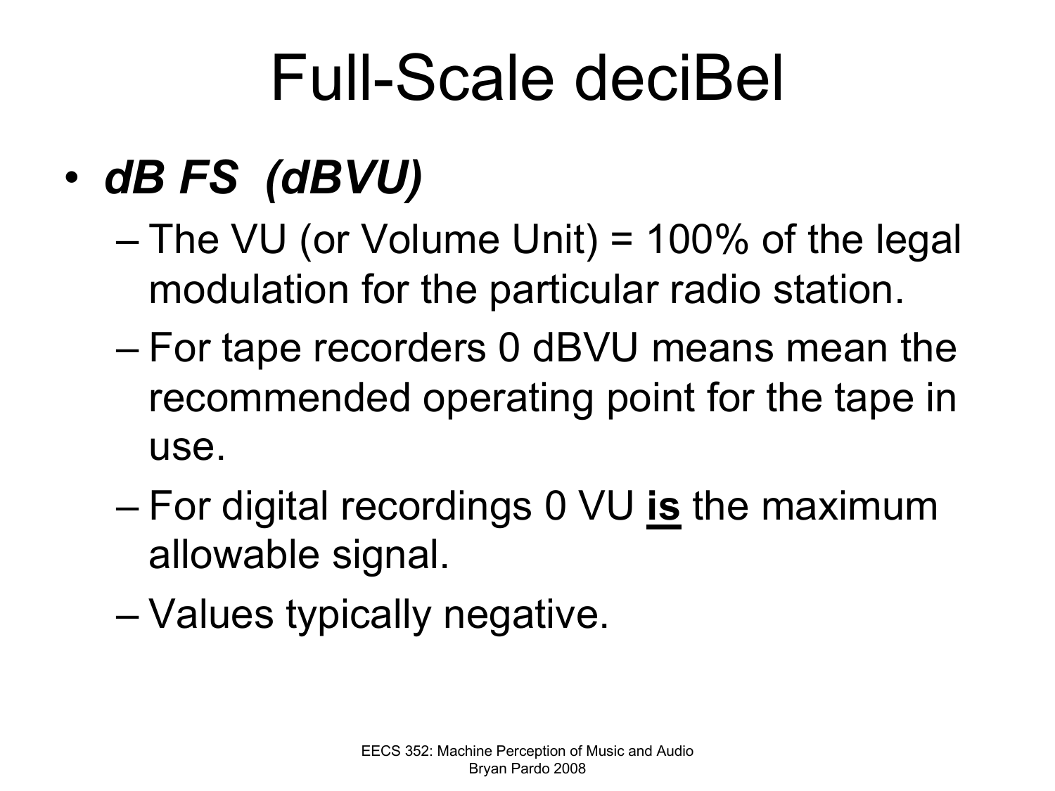# Full-Scale deciBel

- ***dB FS (dBVU)***
  - The VU (or Volume Unit) = 100% of the legal modulation for the particular radio station.
  - For tape recorders 0 dBVU means mean the recommended operating point for the tape in use.
  - For digital recordings 0 VU <u>**is**</u> the maximum allowable signal.
  - Values typically negative.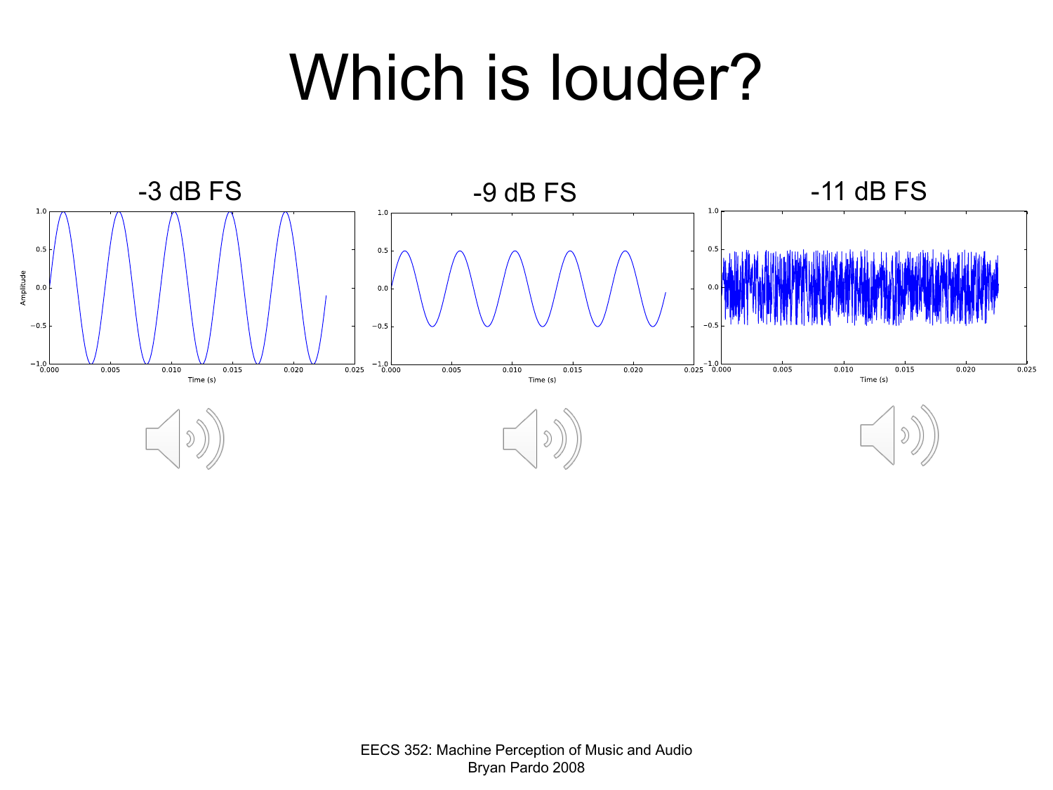# Which is louder?

-3 dB FS

1.0
0.5
0.0
−0.5
−1.0
Amplitude
0.000 0.005 0.010 0.015 0.020 0.025
Time (s)

-9 dB FS

1.0
0.5
0.0
−0.5
−1.0
0.000 0.005 0.010 0.015 0.020 0.025
Time (s)

-11 dB FS

1.0
0.5
0.0
−0.5
−1.0
0.000 0.005 0.010 0.015 0.020 0.025
Time (s)